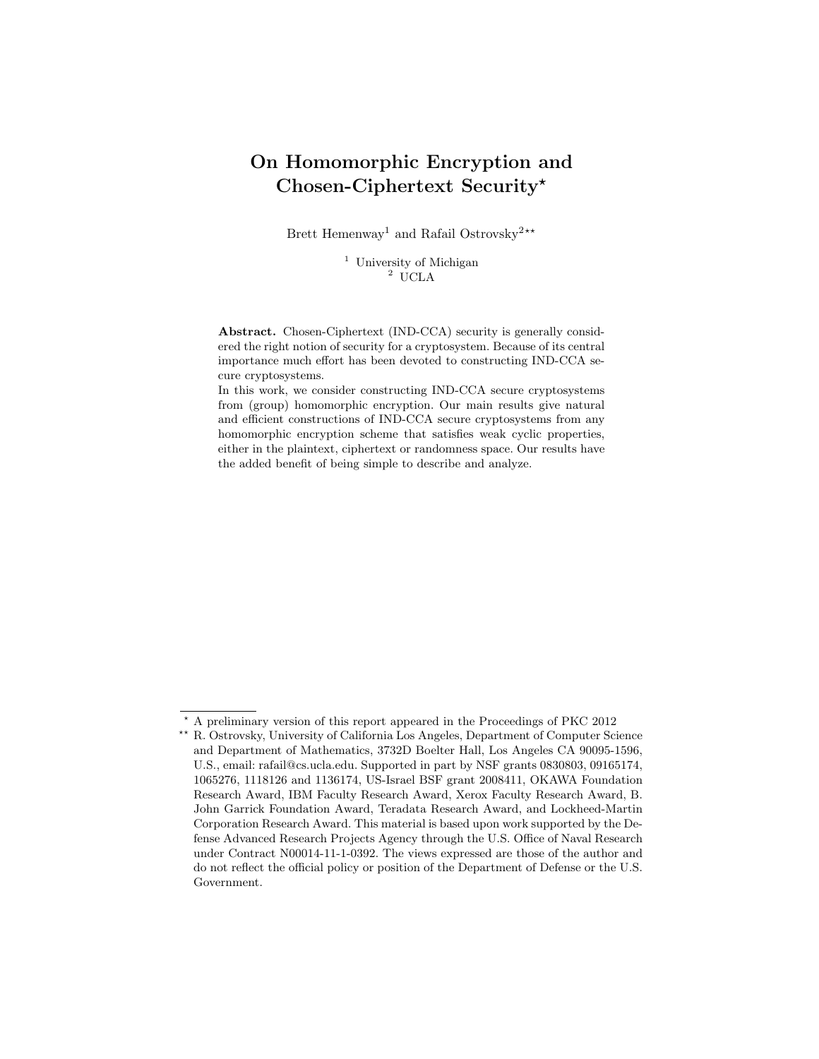# On Homomorphic Encryption and Chosen-Ciphertext Security*

Brett Hemenway[1] and Rafail Ostrovsky[2**]

[1] University of Michigan
[2] UCLA

**Abstract.** Chosen-Ciphertext (IND-CCA) security is generally considered the right notion of security for a cryptosystem. Because of its central importance much effort has been devoted to constructing IND-CCA secure cryptosystems.

In this work, we consider constructing IND-CCA secure cryptosystems from (group) homomorphic encryption. Our main results give natural and efficient constructions of IND-CCA secure cryptosystems from any homomorphic encryption scheme that satisfies weak cyclic properties, either in the plaintext, ciphertext or randomness space. Our results have the added benefit of being simple to describe and analyze.

---

\* A preliminary version of this report appeared in the Proceedings of PKC 2012

\*\* R. Ostrovsky, University of California Los Angeles, Department of Computer Science and Department of Mathematics, 3732D Boelter Hall, Los Angeles CA 90095-1596, U.S., email: rafail@cs.ucla.edu. Supported in part by NSF grants 0830803, 09165174, 1065276, 1118126 and 1136174, US-Israel BSF grant 2008411, OKAWA Foundation Research Award, IBM Faculty Research Award, Xerox Faculty Research Award, B. John Garrick Foundation Award, Teradata Research Award, and Lockheed-Martin Corporation Research Award. This material is based upon work supported by the Defense Advanced Research Projects Agency through the U.S. Office of Naval Research under Contract N00014-11-1-0392. The views expressed are those of the author and do not reflect the official policy or position of the Department of Defense or the U.S. Government.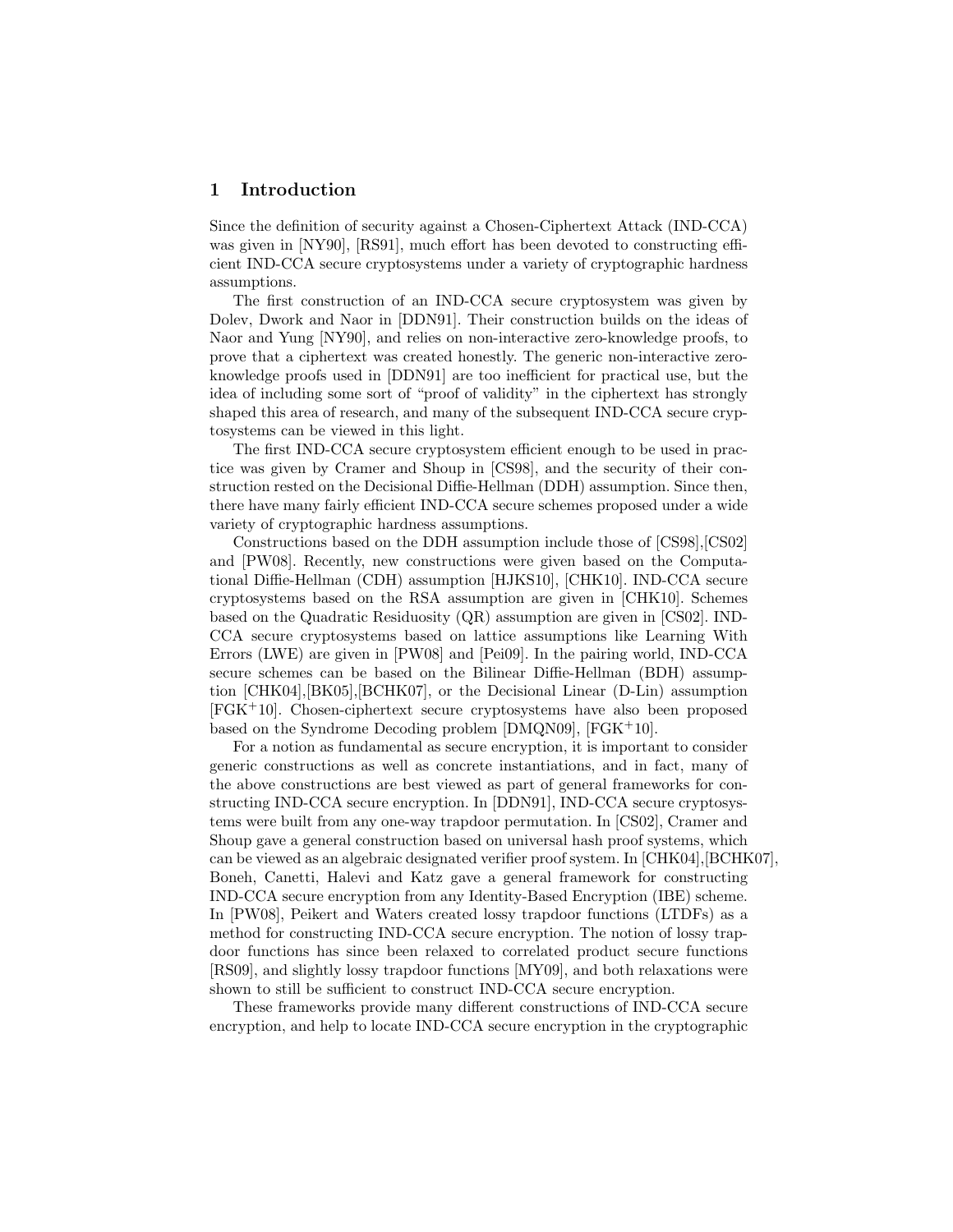## 1 Introduction

Since the definition of security against a Chosen-Ciphertext Attack (IND-CCA) was given in [NY90], [RS91], much effort has been devoted to constructing efficient IND-CCA secure cryptosystems under a variety of cryptographic hardness assumptions.

The first construction of an IND-CCA secure cryptosystem was given by Dolev, Dwork and Naor in [DDN91]. Their construction builds on the ideas of Naor and Yung [NY90], and relies on non-interactive zero-knowledge proofs, to prove that a ciphertext was created honestly. The generic non-interactive zero-knowledge proofs used in [DDN91] are too inefficient for practical use, but the idea of including some sort of "proof of validity" in the ciphertext has strongly shaped this area of research, and many of the subsequent IND-CCA secure cryptosystems can be viewed in this light.

The first IND-CCA secure cryptosystem efficient enough to be used in practice was given by Cramer and Shoup in [CS98], and the security of their construction rested on the Decisional Diffie-Hellman (DDH) assumption. Since then, there have many fairly efficient IND-CCA secure schemes proposed under a wide variety of cryptographic hardness assumptions.

Constructions based on the DDH assumption include those of [CS98],[CS02] and [PW08]. Recently, new constructions were given based on the Computational Diffie-Hellman (CDH) assumption [HJKS10], [CHK10]. IND-CCA secure cryptosystems based on the RSA assumption are given in [CHK10]. Schemes based on the Quadratic Residuosity (QR) assumption are given in [CS02]. IND-CCA secure cryptosystems based on lattice assumptions like Learning With Errors (LWE) are given in [PW08] and [Pei09]. In the pairing world, IND-CCA secure schemes can be based on the Bilinear Diffie-Hellman (BDH) assumption [CHK04],[BK05],[BCHK07], or the Decisional Linear (D-Lin) assumption [FGK+10]. Chosen-ciphertext secure cryptosystems have also been proposed based on the Syndrome Decoding problem [DMQN09], [FGK+10].

For a notion as fundamental as secure encryption, it is important to consider generic constructions as well as concrete instantiations, and in fact, many of the above constructions are best viewed as part of general frameworks for constructing IND-CCA secure encryption. In [DDN91], IND-CCA secure cryptosystems were built from any one-way trapdoor permutation. In [CS02], Cramer and Shoup gave a general construction based on universal hash proof systems, which can be viewed as an algebraic designated verifier proof system. In [CHK04],[BCHK07], Boneh, Canetti, Halevi and Katz gave a general framework for constructing IND-CCA secure encryption from any Identity-Based Encryption (IBE) scheme. In [PW08], Peikert and Waters created lossy trapdoor functions (LTDFs) as a method for constructing IND-CCA secure encryption. The notion of lossy trapdoor functions has since been relaxed to correlated product secure functions [RS09], and slightly lossy trapdoor functions [MY09], and both relaxations were shown to still be sufficient to construct IND-CCA secure encryption.

These frameworks provide many different constructions of IND-CCA secure encryption, and help to locate IND-CCA secure encryption in the cryptographic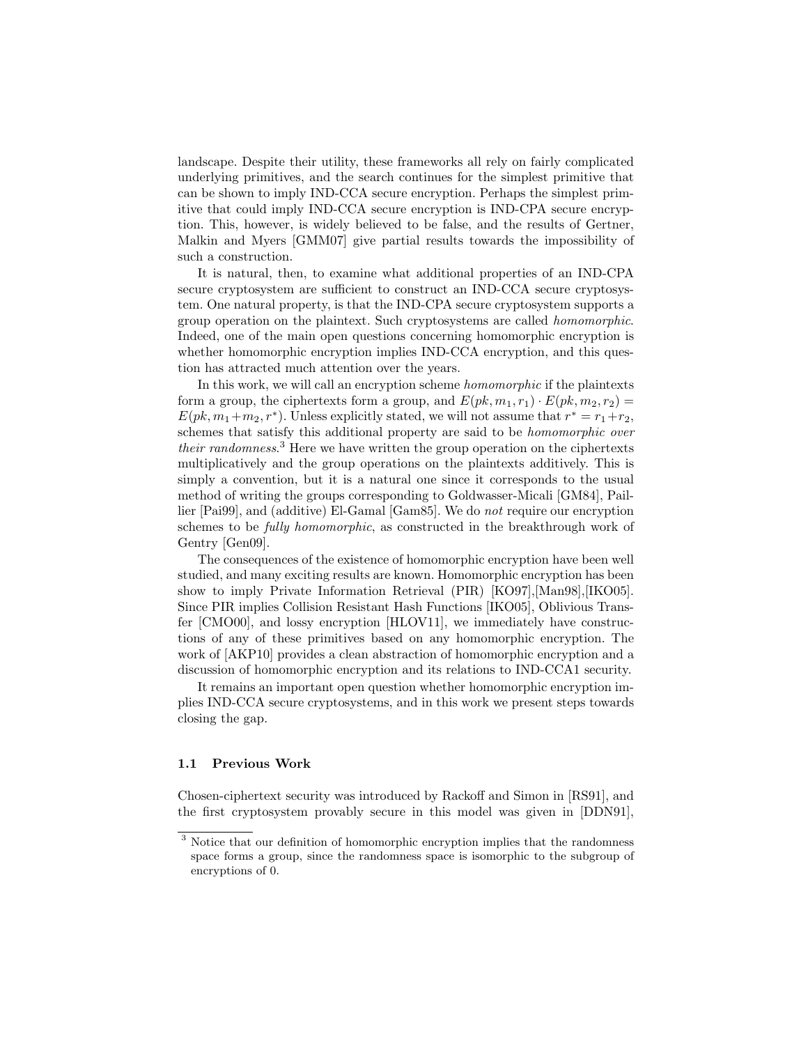landscape. Despite their utility, these frameworks all rely on fairly complicated underlying primitives, and the search continues for the simplest primitive that can be shown to imply IND-CCA secure encryption. Perhaps the simplest primitive that could imply IND-CCA secure encryption is IND-CPA secure encryption. This, however, is widely believed to be false, and the results of Gertner, Malkin and Myers [GMM07] give partial results towards the impossibility of such a construction.

It is natural, then, to examine what additional properties of an IND-CPA secure cryptosystem are sufficient to construct an IND-CCA secure cryptosystem. One natural property, is that the IND-CPA secure cryptosystem supports a group operation on the plaintext. Such cryptosystems are called *homomorphic*. Indeed, one of the main open questions concerning homomorphic encryption is whether homomorphic encryption implies IND-CCA encryption, and this question has attracted much attention over the years.

In this work, we will call an encryption scheme *homomorphic* if the plaintexts form a group, the ciphertexts form a group, and $E(pk, m_1, r_1) \cdot E(pk, m_2, r_2) = E(pk, m_1 + m_2, r^*)$. Unless explicitly stated, we will not assume that $r^* = r_1 + r_2$, schemes that satisfy this additional property are said to be *homomorphic over their randomness*.[3] Here we have written the group operation on the ciphertexts multiplicatively and the group operations on the plaintexts additively. This is simply a convention, but it is a natural one since it corresponds to the usual method of writing the groups corresponding to Goldwasser-Micali [GM84], Paillier [Pai99], and (additive) El-Gamal [Gam85]. We do *not* require our encryption schemes to be *fully homomorphic*, as constructed in the breakthrough work of Gentry [Gen09].

The consequences of the existence of homomorphic encryption have been well studied, and many exciting results are known. Homomorphic encryption has been show to imply Private Information Retrieval (PIR) [KO97],[Man98],[IKO05]. Since PIR implies Collision Resistant Hash Functions [IKO05], Oblivious Transfer [CMO00], and lossy encryption [HLOV11], we immediately have constructions of any of these primitives based on any homomorphic encryption. The work of [AKP10] provides a clean abstraction of homomorphic encryption and a discussion of homomorphic encryption and its relations to IND-CCA1 security.

It remains an important open question whether homomorphic encryption implies IND-CCA secure cryptosystems, and in this work we present steps towards closing the gap.

### 1.1 Previous Work

Chosen-ciphertext security was introduced by Rackoff and Simon in [RS91], and the first cryptosystem provably secure in this model was given in [DDN91],

[3] Notice that our definition of homomorphic encryption implies that the randomness space forms a group, since the randomness space is isomorphic to the subgroup of encryptions of 0.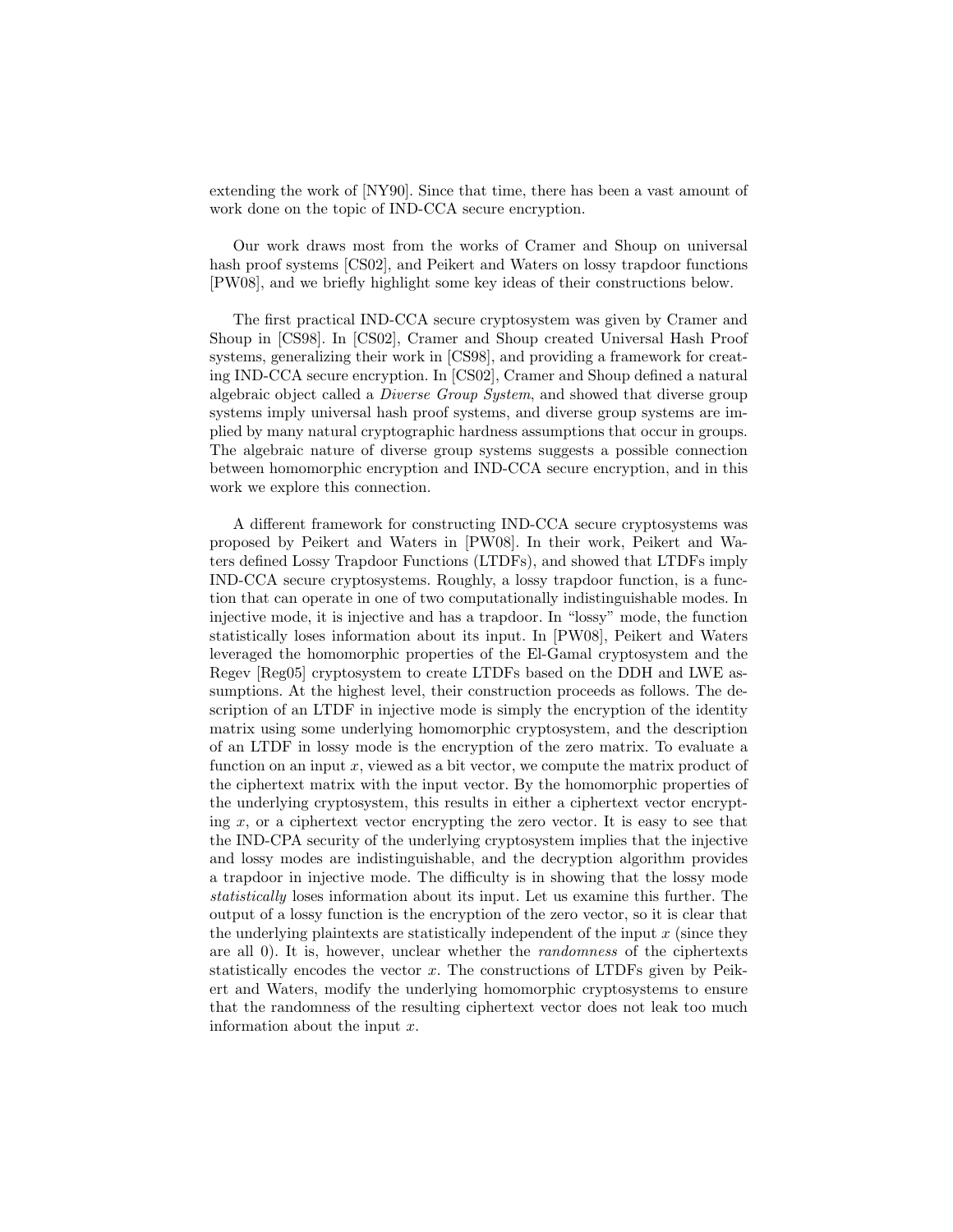extending the work of [NY90]. Since that time, there has been a vast amount of work done on the topic of IND-CCA secure encryption.

Our work draws most from the works of Cramer and Shoup on universal hash proof systems [CS02], and Peikert and Waters on lossy trapdoor functions [PW08], and we briefly highlight some key ideas of their constructions below.

The first practical IND-CCA secure cryptosystem was given by Cramer and Shoup in [CS98]. In [CS02], Cramer and Shoup created Universal Hash Proof systems, generalizing their work in [CS98], and providing a framework for creating IND-CCA secure encryption. In [CS02], Cramer and Shoup defined a natural algebraic object called a *Diverse Group System*, and showed that diverse group systems imply universal hash proof systems, and diverse group systems are implied by many natural cryptographic hardness assumptions that occur in groups. The algebraic nature of diverse group systems suggests a possible connection between homomorphic encryption and IND-CCA secure encryption, and in this work we explore this connection.

A different framework for constructing IND-CCA secure cryptosystems was proposed by Peikert and Waters in [PW08]. In their work, Peikert and Waters defined Lossy Trapdoor Functions (LTDFs), and showed that LTDFs imply IND-CCA secure cryptosystems. Roughly, a lossy trapdoor function, is a function that can operate in one of two computationally indistinguishable modes. In injective mode, it is injective and has a trapdoor. In "lossy" mode, the function statistically loses information about its input. In [PW08], Peikert and Waters leveraged the homomorphic properties of the El-Gamal cryptosystem and the Regev [Reg05] cryptosystem to create LTDFs based on the DDH and LWE assumptions. At the highest level, their construction proceeds as follows. The description of an LTDF in injective mode is simply the encryption of the identity matrix using some underlying homomorphic cryptosystem, and the description of an LTDF in lossy mode is the encryption of the zero matrix. To evaluate a function on an input $x$, viewed as a bit vector, we compute the matrix product of the ciphertext matrix with the input vector. By the homomorphic properties of the underlying cryptosystem, this results in either a ciphertext vector encrypting $x$, or a ciphertext vector encrypting the zero vector. It is easy to see that the IND-CPA security of the underlying cryptosystem implies that the injective and lossy modes are indistinguishable, and the decryption algorithm provides a trapdoor in injective mode. The difficulty is in showing that the lossy mode *statistically* loses information about its input. Let us examine this further. The output of a lossy function is the encryption of the zero vector, so it is clear that the underlying plaintexts are statistically independent of the input $x$ (since they are all 0). It is, however, unclear whether the *randomness* of the ciphertexts statistically encodes the vector $x$. The constructions of LTDFs given by Peikert and Waters, modify the underlying homomorphic cryptosystems to ensure that the randomness of the resulting ciphertext vector does not leak too much information about the input $x$.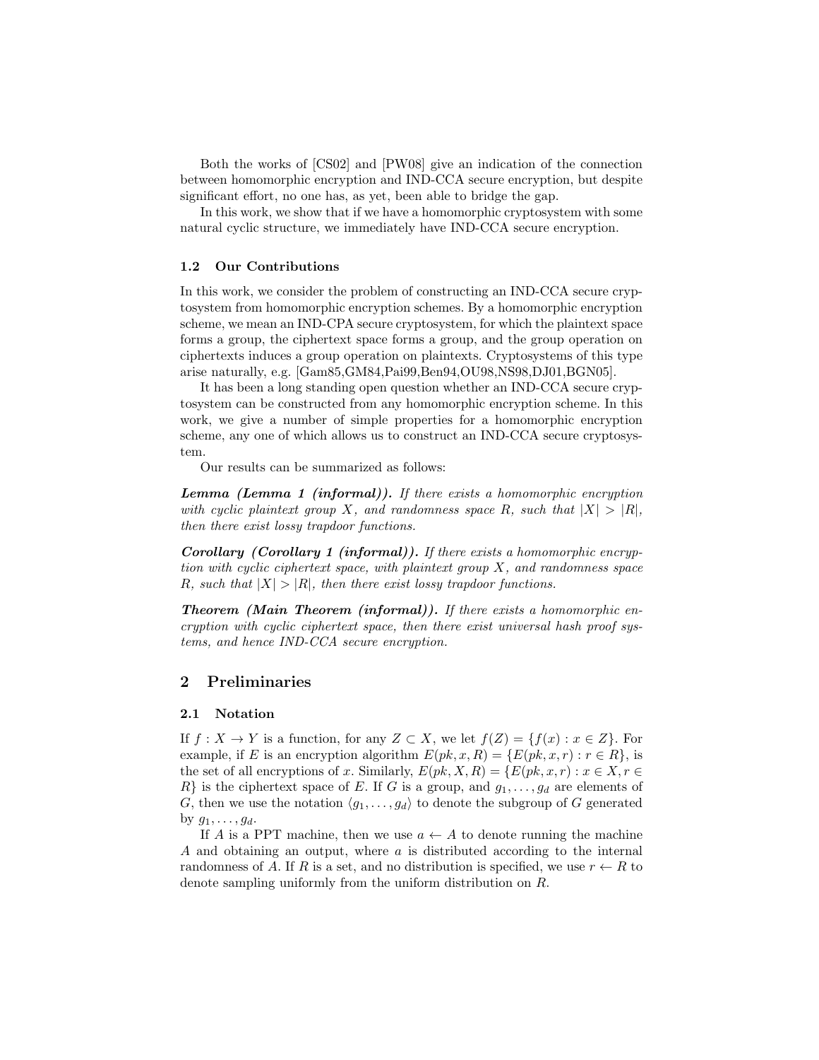Both the works of [CS02] and [PW08] give an indication of the connection between homomorphic encryption and IND-CCA secure encryption, but despite significant effort, no one has, as yet, been able to bridge the gap.

In this work, we show that if we have a homomorphic cryptosystem with some natural cyclic structure, we immediately have IND-CCA secure encryption.

### 1.2 Our Contributions

In this work, we consider the problem of constructing an IND-CCA secure cryptosystem from homomorphic encryption schemes. By a homomorphic encryption scheme, we mean an IND-CPA secure cryptosystem, for which the plaintext space forms a group, the ciphertext space forms a group, and the group operation on ciphertexts induces a group operation on plaintexts. Cryptosystems of this type arise naturally, e.g. [Gam85,GM84,Pai99,Ben94,OU98,NS98,DJ01,BGN05].

It has been a long standing open question whether an IND-CCA secure cryptosystem can be constructed from any homomorphic encryption scheme. In this work, we give a number of simple properties for a homomorphic encryption scheme, any one of which allows us to construct an IND-CCA secure cryptosystem.

Our results can be summarized as follows:

***Lemma (Lemma 1 (informal)).*** *If there exists a homomorphic encryption with cyclic plaintext group $X$, and randomness space $R$, such that $|X| > |R|$, then there exist lossy trapdoor functions.*

***Corollary (Corollary 1 (informal)).*** *If there exists a homomorphic encryption with cyclic ciphertext space, with plaintext group $X$, and randomness space $R$, such that $|X| > |R|$, then there exist lossy trapdoor functions.*

***Theorem (Main Theorem (informal)).*** *If there exists a homomorphic encryption with cyclic ciphertext space, then there exist universal hash proof systems, and hence IND-CCA secure encryption.*

## 2 Preliminaries

### 2.1 Notation

If $f : X \to Y$ is a function, for any $Z \subset X$, we let $f(Z) = \{f(x) : x \in Z\}$. For example, if $E$ is an encryption algorithm $E(pk, x, R) = \{E(pk, x, r) : r \in R\}$, is the set of all encryptions of $x$. Similarly, $E(pk, X, R) = \{E(pk, x, r) : x \in X, r \in R\}$ is the ciphertext space of $E$. If $G$ is a group, and $g_1, \ldots, g_d$ are elements of $G$, then we use the notation $\langle g_1, \ldots, g_d \rangle$ to denote the subgroup of $G$ generated by $g_1, \ldots, g_d$.

If $A$ is a PPT machine, then we use $a \leftarrow A$ to denote running the machine $A$ and obtaining an output, where $a$ is distributed according to the internal randomness of $A$. If $R$ is a set, and no distribution is specified, we use $r \leftarrow R$ to denote sampling uniformly from the uniform distribution on $R$.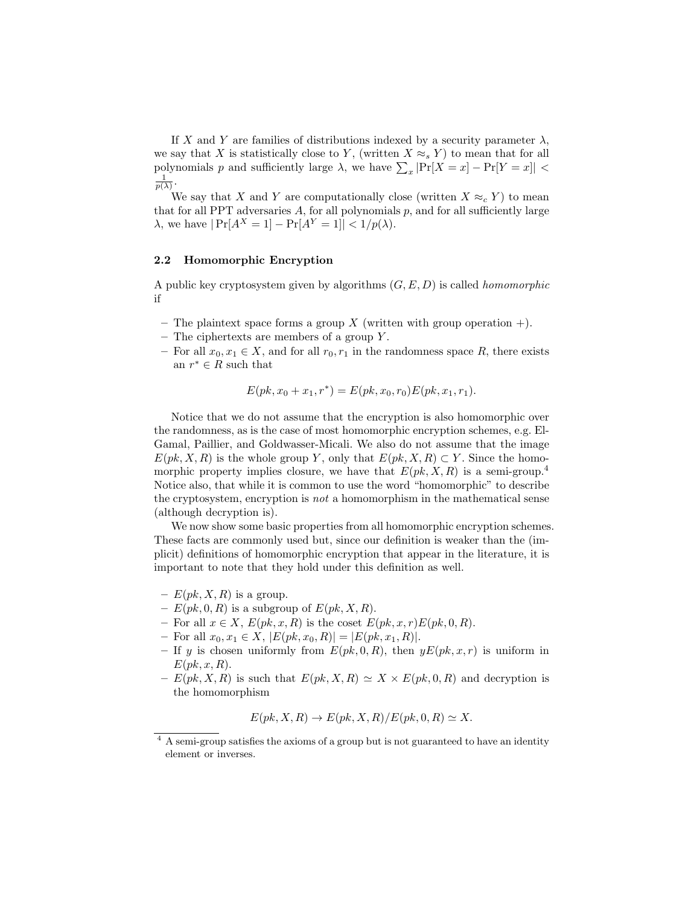If $X$ and $Y$ are families of distributions indexed by a security parameter $\lambda$, we say that $X$ is statistically close to $Y$, (written $X \approx_s Y$) to mean that for all polynomials $p$ and sufficiently large $\lambda$, we have $\sum_x |\Pr[X = x] - \Pr[Y = x]| < \frac{1}{p(\lambda)}$.

We say that $X$ and $Y$ are computationally close (written $X \approx_c Y$) to mean that for all PPT adversaries $A$, for all polynomials $p$, and for all sufficiently large $\lambda$, we have $|\Pr[A^X = 1] - \Pr[A^Y = 1]| < 1/p(\lambda)$.

### 2.2 Homomorphic Encryption

A public key cryptosystem given by algorithms $(G, E, D)$ is called *homomorphic* if

- The plaintext space forms a group $X$ (written with group operation $+$).
- The ciphertexts are members of a group $Y$.
- For all $x_0, x_1 \in X$, and for all $r_0, r_1$ in the randomness space $R$, there exists an $r^* \in R$ such that

$$E(pk, x_0 + x_1, r^*) = E(pk, x_0, r_0)E(pk, x_1, r_1).$$

Notice that we do not assume that the encryption is also homomorphic over the randomness, as is the case of most homomorphic encryption schemes, e.g. El-Gamal, Paillier, and Goldwasser-Micali. We also do not assume that the image $E(pk, X, R)$ is the whole group $Y$, only that $E(pk, X, R) \subset Y$. Since the homomorphic property implies closure, we have that $E(pk, X, R)$ is a semi-group.[4] Notice also, that while it is common to use the word "homomorphic" to describe the cryptosystem, encryption is *not* a homomorphism in the mathematical sense (although decryption is).

We now show some basic properties from all homomorphic encryption schemes. These facts are commonly used but, since our definition is weaker than the (implicit) definitions of homomorphic encryption that appear in the literature, it is important to note that they hold under this definition as well.

- $E(pk, X, R)$ is a group.
- $E(pk, 0, R)$ is a subgroup of $E(pk, X, R)$.
- For all $x \in X$, $E(pk, x, R)$ is the coset $E(pk, x, r)E(pk, 0, R)$.
- For all $x_0, x_1 \in X$, $|E(pk, x_0, R)| = |E(pk, x_1, R)|$.
- If $y$ is chosen uniformly from $E(pk, 0, R)$, then $yE(pk, x, r)$ is uniform in $E(pk, x, R)$.
- $E(pk, X, R)$ is such that $E(pk, X, R) \simeq X \times E(pk, 0, R)$ and decryption is the homomorphism

$$E(pk, X, R) \to E(pk, X, R)/E(pk, 0, R) \simeq X.$$

[4] A semi-group satisfies the axioms of a group but is not guaranteed to have an identity element or inverses.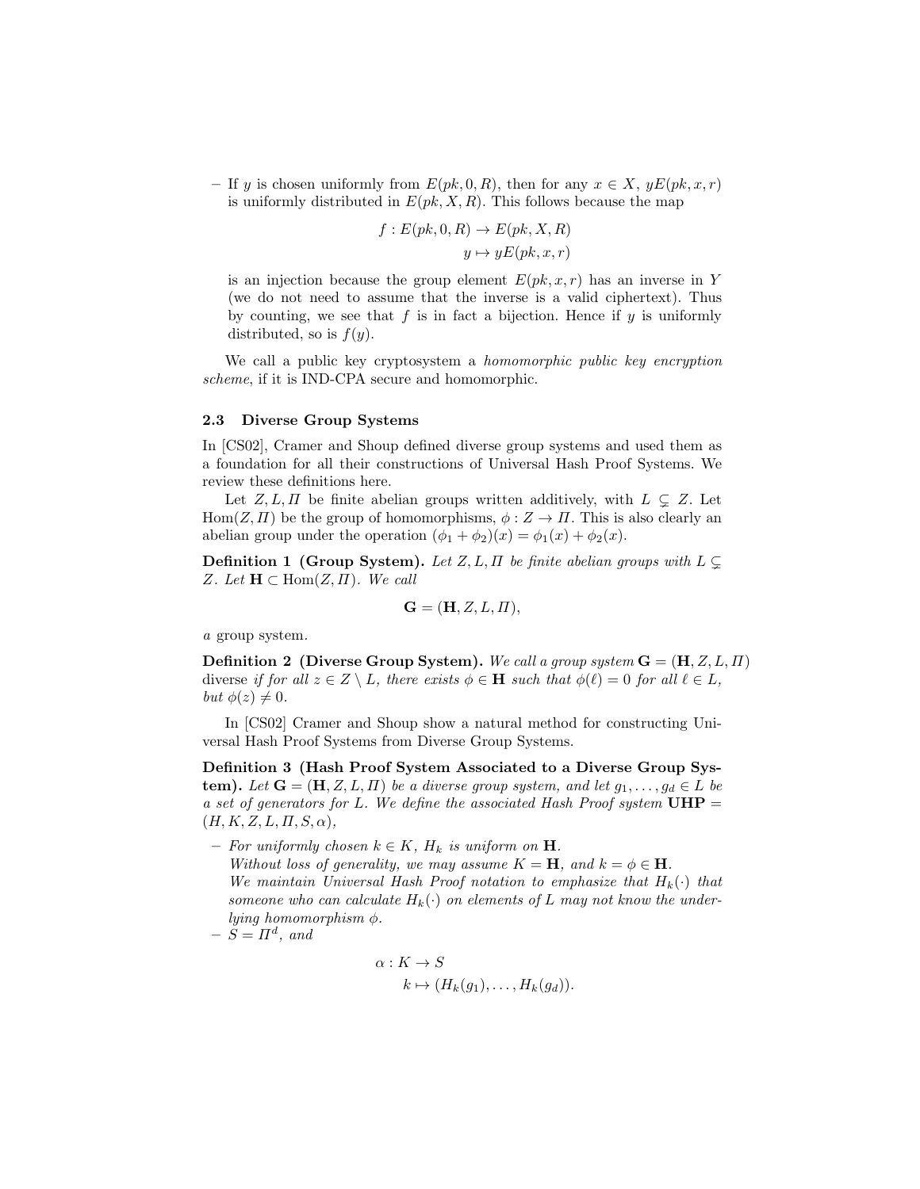- If $y$ is chosen uniformly from $E(pk, 0, R)$, then for any $x \in X$, $yE(pk, x, r)$ is uniformly distributed in $E(pk, X, R)$. This follows because the map

$$
\begin{aligned}
f : E(pk, 0, R) &\to E(pk, X, R) \\
y &\mapsto yE(pk, x, r)
\end{aligned}
$$

is an injection because the group element $E(pk, x, r)$ has an inverse in $Y$ (we do not need to assume that the inverse is a valid ciphertext). Thus by counting, we see that $f$ is in fact a bijection. Hence if $y$ is uniformly distributed, so is $f(y)$.

We call a public key cryptosystem a *homomorphic public key encryption scheme*, if it is IND-CPA secure and homomorphic.

### 2.3 Diverse Group Systems

In [CS02], Cramer and Shoup defined diverse group systems and used them as a foundation for all their constructions of Universal Hash Proof Systems. We review these definitions here.

Let $Z, L, \Pi$ be finite abelian groups written additively, with $L \subsetneq Z$. Let $\mathrm{Hom}(Z, \Pi)$ be the group of homomorphisms, $\phi : Z \to \Pi$. This is also clearly an abelian group under the operation $(\phi_1 + \phi_2)(x) = \phi_1(x) + \phi_2(x)$.

**Definition 1 (Group System).** *Let $Z, L, \Pi$ be finite abelian groups with $L \subsetneq Z$. Let $\mathbf{H} \subset \mathrm{Hom}(Z, \Pi)$. We call*

$$\mathbf{G} = (\mathbf{H}, Z, L, \Pi),$$

*a* group system.

**Definition 2 (Diverse Group System).** *We call a group system $\mathbf{G} = (\mathbf{H}, Z, L, \Pi)$* diverse *if for all $z \in Z \setminus L$, there exists $\phi \in \mathbf{H}$ such that $\phi(\ell) = 0$ for all $\ell \in L$, but $\phi(z) \neq 0$.*

In [CS02] Cramer and Shoup show a natural method for constructing Universal Hash Proof Systems from Diverse Group Systems.

**Definition 3 (Hash Proof System Associated to a Diverse Group System).** *Let $\mathbf{G} = (\mathbf{H}, Z, L, \Pi)$ be a diverse group system, and let $g_1, \ldots, g_d \in L$ be a set of generators for $L$. We define the associated Hash Proof system $\mathbf{UHP} = (H, K, Z, L, \Pi, S, \alpha)$,*

- *For uniformly chosen $k \in K$, $H_k$ is uniform on $\mathbf{H}$.*
  *Without loss of generality, we may assume $K = \mathbf{H}$, and $k = \phi \in \mathbf{H}$.*
  *We maintain Universal Hash Proof notation to emphasize that $H_k(\cdot)$ that someone who can calculate $H_k(\cdot)$ on elements of $L$ may not know the underlying homomorphism $\phi$.*
- *$S = \Pi^d$, and*

$$
\begin{aligned}
\alpha : K &\to S \\
k &\mapsto (H_k(g_1), \ldots, H_k(g_d)).
\end{aligned}
$$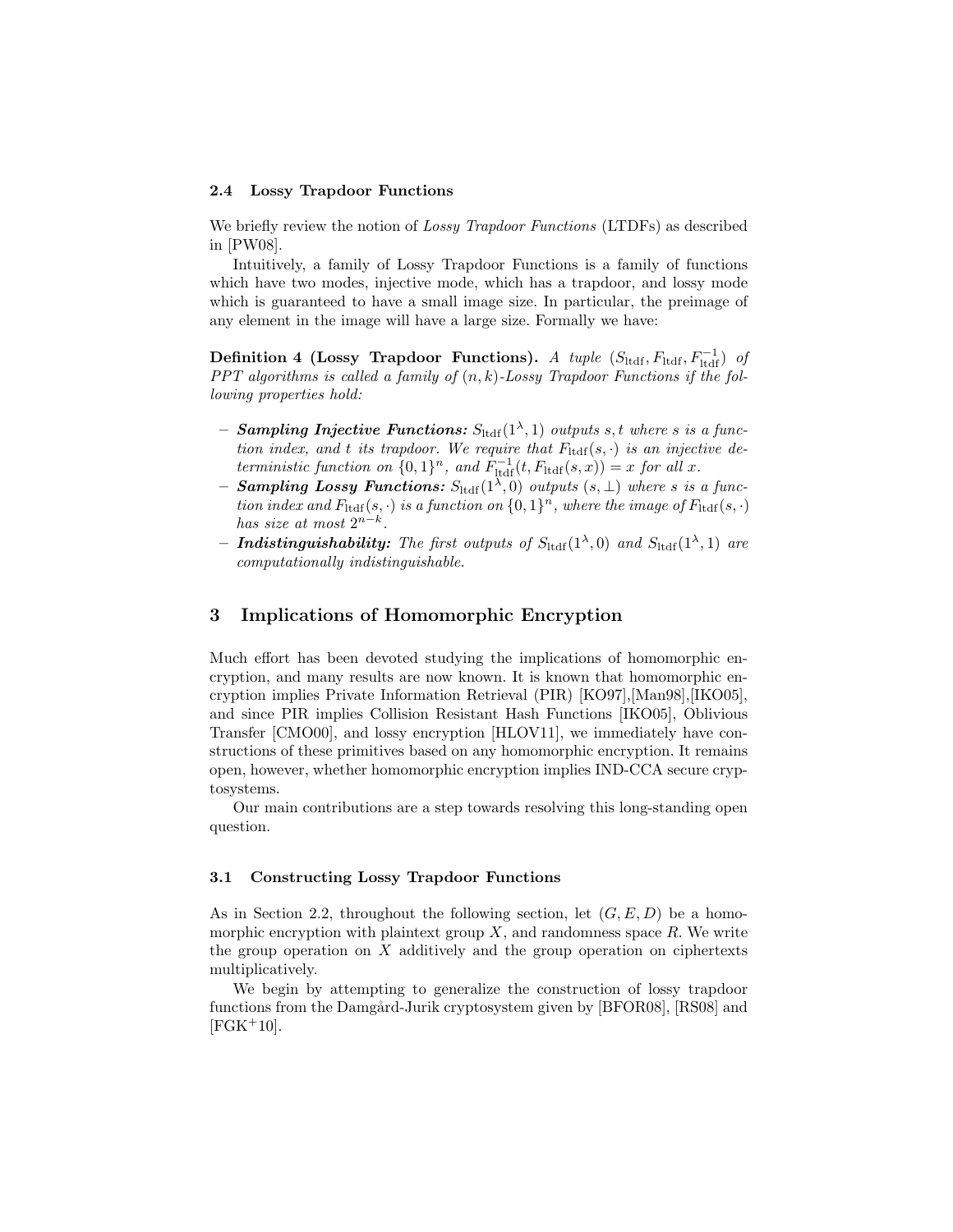### 2.4 Lossy Trapdoor Functions

We briefly review the notion of *Lossy Trapdoor Functions* (LTDFs) as described in [PW08].

Intuitively, a family of Lossy Trapdoor Functions is a family of functions which have two modes, injective mode, which has a trapdoor, and lossy mode which is guaranteed to have a small image size. In particular, the preimage of any element in the image will have a large size. Formally we have:

**Definition 4 (Lossy Trapdoor Functions).** *A tuple $(S_{\text{ltdf}}, F_{\text{ltdf}}, F_{\text{ltdf}}^{-1})$ of PPT algorithms is called a family of $(n, k)$-Lossy Trapdoor Functions if the following properties hold:*

- ***Sampling Injective Functions:*** *$S_{\text{ltdf}}(1^\lambda, 1)$ outputs $s, t$ where $s$ is a function index, and $t$ its trapdoor. We require that $F_{\text{ltdf}}(s, \cdot)$ is an injective deterministic function on $\{0,1\}^n$, and $F_{\text{ltdf}}^{-1}(t, F_{\text{ltdf}}(s, x)) = x$ for all $x$.*
- ***Sampling Lossy Functions:*** *$S_{\text{ltdf}}(1^\lambda, 0)$ outputs $(s, \perp)$ where $s$ is a function index and $F_{\text{ltdf}}(s, \cdot)$ is a function on $\{0,1\}^n$, where the image of $F_{\text{ltdf}}(s, \cdot)$ has size at most $2^{n-k}$.*
- ***Indistinguishability:*** *The first outputs of $S_{\text{ltdf}}(1^\lambda, 0)$ and $S_{\text{ltdf}}(1^\lambda, 1)$ are computationally indistinguishable.*

## 3 Implications of Homomorphic Encryption

Much effort has been devoted studying the implications of homomorphic encryption, and many results are now known. It is known that homomorphic encryption implies Private Information Retrieval (PIR) [KO97],[Man98],[IKO05], and since PIR implies Collision Resistant Hash Functions [IKO05], Oblivious Transfer [CMO00], and lossy encryption [HLOV11], we immediately have constructions of these primitives based on any homomorphic encryption. It remains open, however, whether homomorphic encryption implies IND-CCA secure cryptosystems.

Our main contributions are a step towards resolving this long-standing open question.

### 3.1 Constructing Lossy Trapdoor Functions

As in Section 2.2, throughout the following section, let $(G, E, D)$ be a homomorphic encryption with plaintext group $X$, and randomness space $R$. We write the group operation on $X$ additively and the group operation on ciphertexts multiplicatively.

We begin by attempting to generalize the construction of lossy trapdoor functions from the Damgård-Jurik cryptosystem given by [BFOR08], [RS08] and [FGK+10].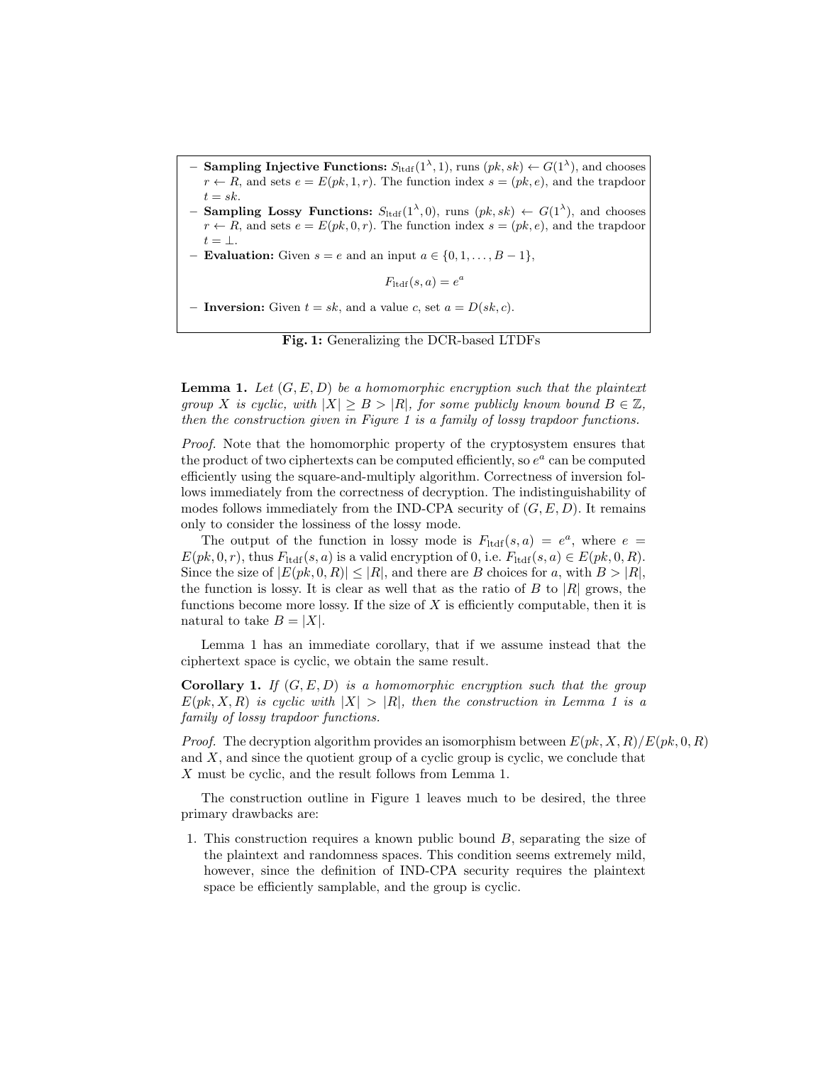- **Sampling Injective Functions:** $S_{\text{ltdf}}(1^\lambda, 1)$, runs $(pk, sk) \leftarrow G(1^\lambda)$, and chooses $r \leftarrow R$, and sets $e = E(pk, 1, r)$. The function index $s = (pk, e)$, and the trapdoor $t = sk$.
- **Sampling Lossy Functions:** $S_{\text{ltdf}}(1^\lambda, 0)$, runs $(pk, sk) \leftarrow G(1^\lambda)$, and chooses $r \leftarrow R$, and sets $e = E(pk, 0, r)$. The function index $s = (pk, e)$, and the trapdoor $t = \perp$.
- **Evaluation:** Given $s = e$ and an input $a \in \{0, 1, \ldots, B - 1\}$,

$$F_{\text{ltdf}}(s, a) = e^a$$

- **Inversion:** Given $t = sk$, and a value $c$, set $a = D(sk, c)$.

**Fig. 1:** Generalizing the DCR-based LTDFs

**Lemma 1.** *Let $(G, E, D)$ be a homomorphic encryption such that the plaintext group $X$ is cyclic, with $|X| \geq B > |R|$, for some publicly known bound $B \in \mathbb{Z}$, then the construction given in Figure 1 is a family of lossy trapdoor functions.*

*Proof.* Note that the homomorphic property of the cryptosystem ensures that the product of two ciphertexts can be computed efficiently, so $e^a$ can be computed efficiently using the square-and-multiply algorithm. Correctness of inversion follows immediately from the correctness of decryption. The indistinguishability of modes follows immediately from the IND-CPA security of $(G, E, D)$. It remains only to consider the lossiness of the lossy mode.

The output of the function in lossy mode is $F_{\text{ltdf}}(s, a) = e^a$, where $e = E(pk, 0, r)$, thus $F_{\text{ltdf}}(s, a)$ is a valid encryption of 0, i.e. $F_{\text{ltdf}}(s, a) \in E(pk, 0, R)$. Since the size of $|E(pk, 0, R)| \leq |R|$, and there are $B$ choices for $a$, with $B > |R|$, the function is lossy. It is clear as well that as the ratio of $B$ to $|R|$ grows, the functions become more lossy. If the size of $X$ is efficiently computable, then it is natural to take $B = |X|$.

Lemma 1 has an immediate corollary, that if we assume instead that the ciphertext space is cyclic, we obtain the same result.

**Corollary 1.** *If $(G, E, D)$ is a homomorphic encryption such that the group $E(pk, X, R)$ is cyclic with $|X| > |R|$, then the construction in Lemma 1 is a family of lossy trapdoor functions.*

*Proof.* The decryption algorithm provides an isomorphism between $E(pk, X, R)/E(pk, 0, R)$ and $X$, and since the quotient group of a cyclic group is cyclic, we conclude that $X$ must be cyclic, and the result follows from Lemma 1.

The construction outline in Figure 1 leaves much to be desired, the three primary drawbacks are:

1. This construction requires a known public bound $B$, separating the size of the plaintext and randomness spaces. This condition seems extremely mild, however, since the definition of IND-CPA security requires the plaintext space be efficiently samplable, and the group is cyclic.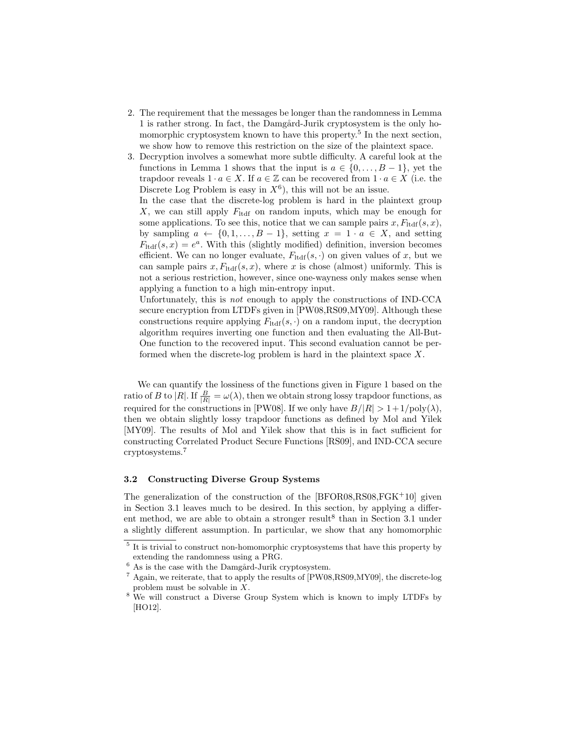2. The requirement that the messages be longer than the randomness in Lemma 1 is rather strong. In fact, the Damgård-Jurik cryptosystem is the only homomorphic cryptosystem known to have this property.[5] In the next section, we show how to remove this restriction on the size of the plaintext space.
3. Decryption involves a somewhat more subtle difficulty. A careful look at the functions in Lemma 1 shows that the input is $a \in \{0, \ldots, B-1\}$, yet the trapdoor reveals $1 \cdot a \in X$. If $a \in \mathbb{Z}$ can be recovered from $1 \cdot a \in X$ (i.e. the Discrete Log Problem is easy in $X$[6]), this will not be an issue.
   In the case that the discrete-log problem is hard in the plaintext group $X$, we can still apply $F_{\text{ltdf}}$ on random inputs, which may be enough for some applications. To see this, notice that we can sample pairs $x, F_{\text{ltdf}}(s, x)$, by sampling $a \leftarrow \{0, 1, \ldots, B-1\}$, setting $x = 1 \cdot a \in X$, and setting $F_{\text{ltdf}}(s, x) = e^a$. With this (slightly modified) definition, inversion becomes efficient. We can no longer evaluate, $F_{\text{ltdf}}(s, \cdot)$ on given values of $x$, but we can sample pairs $x, F_{\text{ltdf}}(s, x)$, where $x$ is chose (almost) uniformly. This is not a serious restriction, however, since one-wayness only makes sense when applying a function to a high min-entropy input.
   Unfortunately, this is *not* enough to apply the constructions of IND-CCA secure encryption from LTDFs given in [PW08,RS09,MY09]. Although these constructions require applying $F_{\text{ltdf}}(s, \cdot)$ on a random input, the decryption algorithm requires inverting one function and then evaluating the All-But-One function to the recovered input. This second evaluation cannot be performed when the discrete-log problem is hard in the plaintext space $X$.

We can quantify the lossiness of the functions given in Figure 1 based on the ratio of $B$ to $|R|$. If $\frac{B}{|R|} = \omega(\lambda)$, then we obtain strong lossy trapdoor functions, as required for the constructions in [PW08]. If we only have $B/|R| > 1 + 1/\text{poly}(\lambda)$, then we obtain slightly lossy trapdoor functions as defined by Mol and Yilek [MY09]. The results of Mol and Yilek show that this is in fact sufficient for constructing Correlated Product Secure Functions [RS09], and IND-CCA secure cryptosystems.[7]

### 3.2 Constructing Diverse Group Systems

The generalization of the construction of the [BFOR08,RS08,FGK+10] given in Section 3.1 leaves much to be desired. In this section, by applying a different method, we are able to obtain a stronger result[8] than in Section 3.1 under a slightly different assumption. In particular, we show that any homomorphic

---

[5] It is trivial to construct non-homomorphic cryptosystems that have this property by extending the randomness using a PRG.

[6] As is the case with the Damgård-Jurik cryptosystem.

[7] Again, we reiterate, that to apply the results of [PW08,RS09,MY09], the discrete-log problem must be solvable in $X$.

[8] We will construct a Diverse Group System which is known to imply LTDFs by [HO12].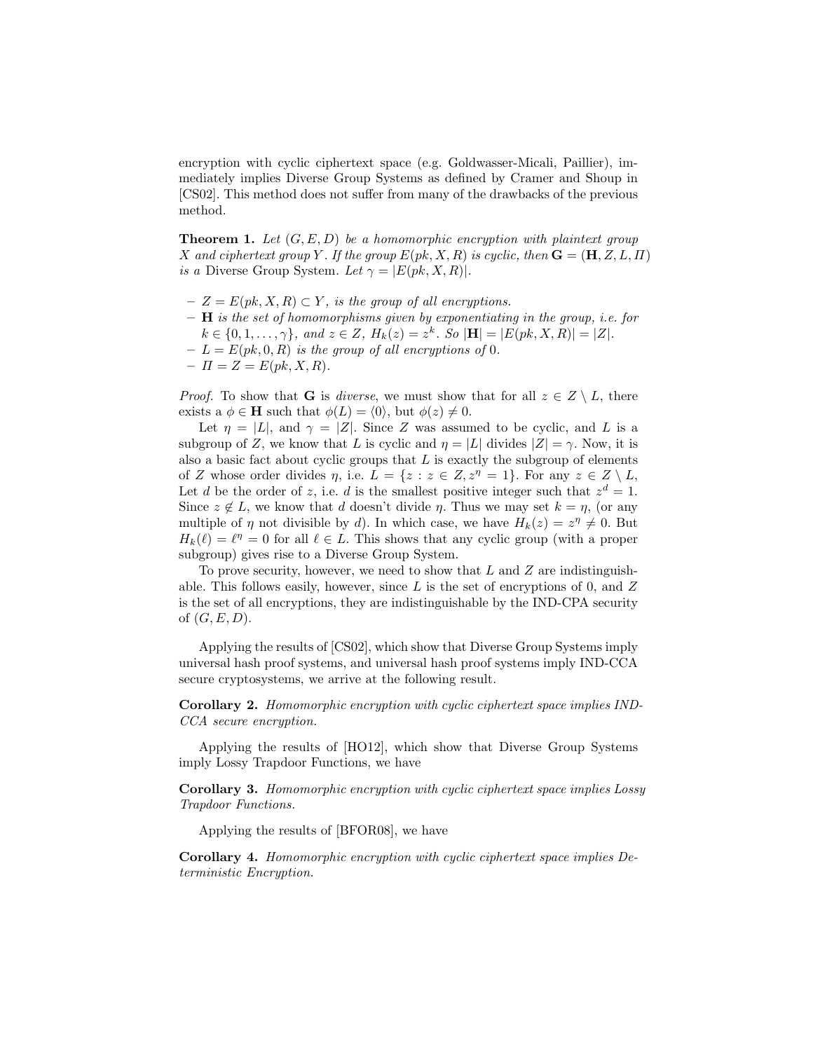encryption with cyclic ciphertext space (e.g. Goldwasser-Micali, Paillier), immediately implies Diverse Group Systems as defined by Cramer and Shoup in [CS02]. This method does not suffer from many of the drawbacks of the previous method.

**Theorem 1.** *Let $(G, E, D)$ be a homomorphic encryption with plaintext group $X$ and ciphertext group $Y$. If the group $E(pk, X, R)$ is cyclic, then $\mathbf{G} = (\mathbf{H}, Z, L, \Pi)$ is a* Diverse Group System. *Let $\gamma = |E(pk, X, R)|$.*

- *$Z = E(pk, X, R) \subset Y$, is the group of all encryptions.*
- *$\mathbf{H}$ is the set of homomorphisms given by exponentiating in the group, i.e. for $k \in \{0, 1, \ldots, \gamma\}$, and $z \in Z$, $H_k(z) = z^k$. So $|\mathbf{H}| = |E(pk, X, R)| = |Z|$.*
- *$L = E(pk, 0, R)$ is the group of all encryptions of 0.*
- *$\Pi = Z = E(pk, X, R)$.*

*Proof.* To show that $\mathbf{G}$ is *diverse*, we must show that for all $z \in Z \setminus L$, there exists a $\phi \in \mathbf{H}$ such that $\phi(L) = \langle 0 \rangle$, but $\phi(z) \neq 0$.

Let $\eta = |L|$, and $\gamma = |Z|$. Since $Z$ was assumed to be cyclic, and $L$ is a subgroup of $Z$, we know that $L$ is cyclic and $\eta = |L|$ divides $|Z| = \gamma$. Now, it is also a basic fact about cyclic groups that $L$ is exactly the subgroup of elements of $Z$ whose order divides $\eta$, i.e. $L = \{z : z \in Z, z^\eta = 1\}$. For any $z \in Z \setminus L$, Let $d$ be the order of $z$, i.e. $d$ is the smallest positive integer such that $z^d = 1$. Since $z \notin L$, we know that $d$ doesn't divide $\eta$. Thus we may set $k = \eta$, (or any multiple of $\eta$ not divisible by $d$). In which case, we have $H_k(z) = z^\eta \neq 0$. But $H_k(\ell) = \ell^\eta = 0$ for all $\ell \in L$. This shows that any cyclic group (with a proper subgroup) gives rise to a Diverse Group System.

To prove security, however, we need to show that $L$ and $Z$ are indistinguishable. This follows easily, however, since $L$ is the set of encryptions of 0, and $Z$ is the set of all encryptions, they are indistinguishable by the IND-CPA security of $(G, E, D)$.

Applying the results of [CS02], which show that Diverse Group Systems imply universal hash proof systems, and universal hash proof systems imply IND-CCA secure cryptosystems, we arrive at the following result.

**Corollary 2.** *Homomorphic encryption with cyclic ciphertext space implies IND-CCA secure encryption.*

Applying the results of [HO12], which show that Diverse Group Systems imply Lossy Trapdoor Functions, we have

**Corollary 3.** *Homomorphic encryption with cyclic ciphertext space implies Lossy Trapdoor Functions.*

Applying the results of [BFOR08], we have

**Corollary 4.** *Homomorphic encryption with cyclic ciphertext space implies Deterministic Encryption.*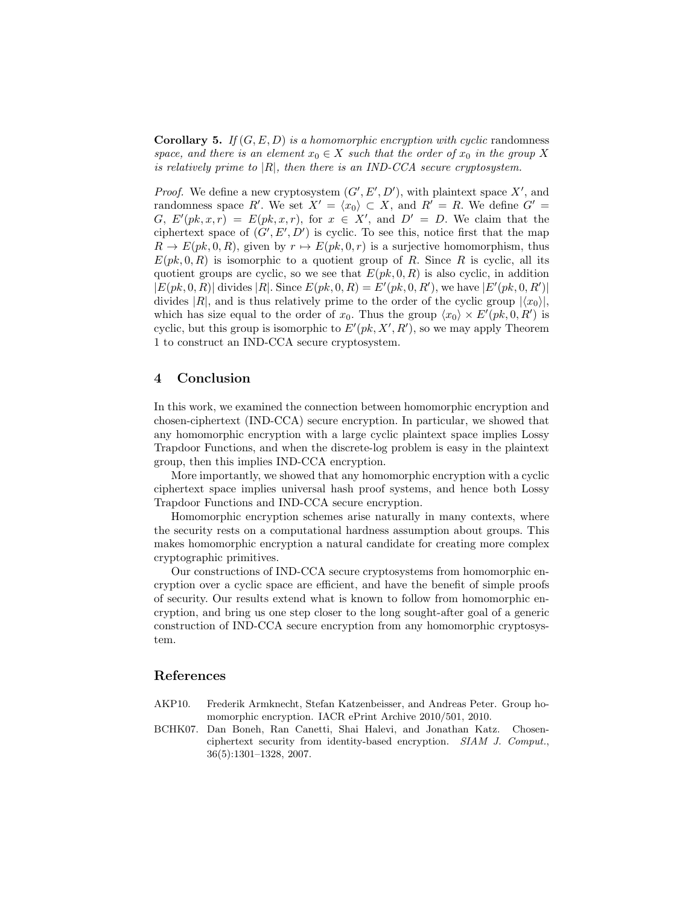**Corollary 5.** *If $(G, E, D)$ is a homomorphic encryption with cyclic* randomness *space, and there is an element $x_0 \in X$ such that the order of $x_0$ in the group $X$ is relatively prime to $|R|$, then there is an IND-CCA secure cryptosystem.*

*Proof.* We define a new cryptosystem $(G', E', D')$, with plaintext space $X'$, and randomness space $R'$. We set $X' = \langle x_0 \rangle \subset X$, and $R' = R$. We define $G' = G$, $E'(pk, x, r) = E(pk, x, r)$, for $x \in X'$, and $D' = D$. We claim that the ciphertext space of $(G', E', D')$ is cyclic. To see this, notice first that the map $R \to E(pk, 0, R)$, given by $r \mapsto E(pk, 0, r)$ is a surjective homomorphism, thus $E(pk, 0, R)$ is isomorphic to a quotient group of $R$. Since $R$ is cyclic, all its quotient groups are cyclic, so we see that $E(pk, 0, R)$ is also cyclic, in addition $|E(pk, 0, R)|$ divides $|R|$. Since $E(pk, 0, R) = E'(pk, 0, R')$, we have $|E'(pk, 0, R')|$ divides $|R|$, and is thus relatively prime to the order of the cyclic group $|\langle x_0 \rangle|$, which has size equal to the order of $x_0$. Thus the group $\langle x_0 \rangle \times E'(pk, 0, R')$ is cyclic, but this group is isomorphic to $E'(pk, X', R')$, so we may apply Theorem 1 to construct an IND-CCA secure cryptosystem.

## 4 Conclusion

In this work, we examined the connection between homomorphic encryption and chosen-ciphertext (IND-CCA) secure encryption. In particular, we showed that any homomorphic encryption with a large cyclic plaintext space implies Lossy Trapdoor Functions, and when the discrete-log problem is easy in the plaintext group, then this implies IND-CCA encryption.

More importantly, we showed that any homomorphic encryption with a cyclic ciphertext space implies universal hash proof systems, and hence both Lossy Trapdoor Functions and IND-CCA secure encryption.

Homomorphic encryption schemes arise naturally in many contexts, where the security rests on a computational hardness assumption about groups. This makes homomorphic encryption a natural candidate for creating more complex cryptographic primitives.

Our constructions of IND-CCA secure cryptosystems from homomorphic encryption over a cyclic space are efficient, and have the benefit of simple proofs of security. Our results extend what is known to follow from homomorphic encryption, and bring us one step closer to the long sought-after goal of a generic construction of IND-CCA secure encryption from any homomorphic cryptosystem.

## References

AKP10. Frederik Armknecht, Stefan Katzenbeisser, and Andreas Peter. Group homomorphic encryption. IACR ePrint Archive 2010/501, 2010.

BCHK07. Dan Boneh, Ran Canetti, Shai Halevi, and Jonathan Katz. Chosen-ciphertext security from identity-based encryption. *SIAM J. Comput.*, 36(5):1301–1328, 2007.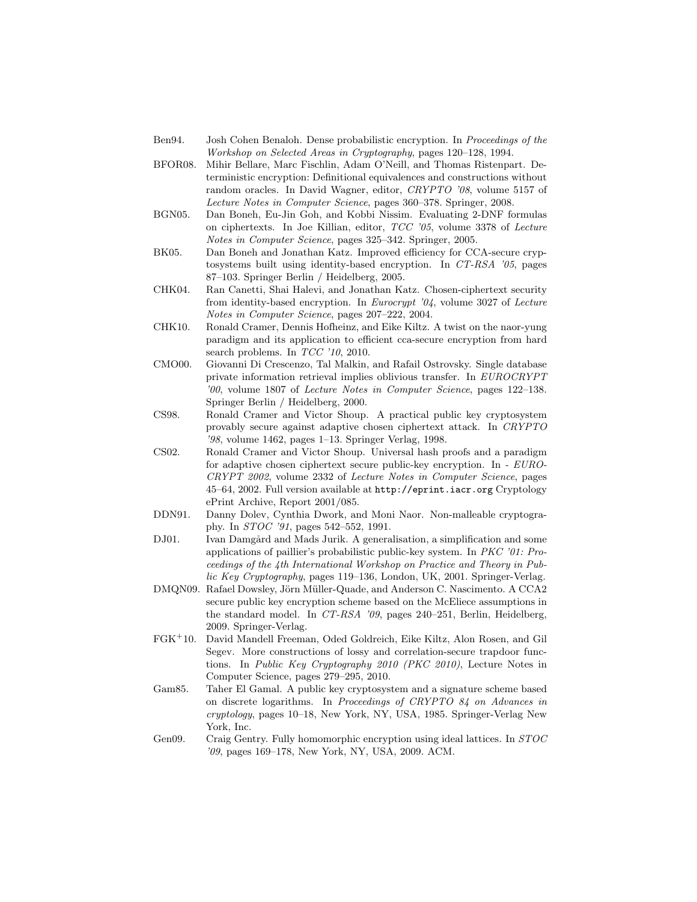Ben94. Josh Cohen Benaloh. Dense probabilistic encryption. In *Proceedings of the Workshop on Selected Areas in Cryptography*, pages 120–128, 1994.

BFOR08. Mihir Bellare, Marc Fischlin, Adam O'Neill, and Thomas Ristenpart. Deterministic encryption: Definitional equivalences and constructions without random oracles. In David Wagner, editor, *CRYPTO '08*, volume 5157 of *Lecture Notes in Computer Science*, pages 360–378. Springer, 2008.

BGN05. Dan Boneh, Eu-Jin Goh, and Kobbi Nissim. Evaluating 2-DNF formulas on ciphertexts. In Joe Killian, editor, *TCC '05*, volume 3378 of *Lecture Notes in Computer Science*, pages 325–342. Springer, 2005.

BK05. Dan Boneh and Jonathan Katz. Improved efficiency for CCA-secure cryptosystems built using identity-based encryption. In *CT-RSA '05*, pages 87–103. Springer Berlin / Heidelberg, 2005.

CHK04. Ran Canetti, Shai Halevi, and Jonathan Katz. Chosen-ciphertext security from identity-based encryption. In *Eurocrypt '04*, volume 3027 of *Lecture Notes in Computer Science*, pages 207–222, 2004.

CHK10. Ronald Cramer, Dennis Hofheinz, and Eike Kiltz. A twist on the naor-yung paradigm and its application to efficient cca-secure encryption from hard search problems. In *TCC '10*, 2010.

CMO00. Giovanni Di Crescenzo, Tal Malkin, and Rafail Ostrovsky. Single database private information retrieval implies oblivious transfer. In *EUROCRYPT '00*, volume 1807 of *Lecture Notes in Computer Science*, pages 122–138. Springer Berlin / Heidelberg, 2000.

CS98. Ronald Cramer and Victor Shoup. A practical public key cryptosystem provably secure against adaptive chosen ciphertext attack. In *CRYPTO '98*, volume 1462, pages 1–13. Springer Verlag, 1998.

CS02. Ronald Cramer and Victor Shoup. Universal hash proofs and a paradigm for adaptive chosen ciphertext secure public-key encryption. In - *EUROCRYPT 2002*, volume 2332 of *Lecture Notes in Computer Science*, pages 45–64, 2002. Full version available at `http://eprint.iacr.org` Cryptology ePrint Archive, Report 2001/085.

DDN91. Danny Dolev, Cynthia Dwork, and Moni Naor. Non-malleable cryptography. In *STOC '91*, pages 542–552, 1991.

DJ01. Ivan Damgård and Mads Jurik. A generalisation, a simplification and some applications of paillier's probabilistic public-key system. In *PKC '01: Proceedings of the 4th International Workshop on Practice and Theory in Public Key Cryptography*, pages 119–136, London, UK, 2001. Springer-Verlag.

DMQN09. Rafael Dowsley, Jörn Müller-Quade, and Anderson C. Nascimento. A CCA2 secure public key encryption scheme based on the McEliece assumptions in the standard model. In *CT-RSA '09*, pages 240–251, Berlin, Heidelberg, 2009. Springer-Verlag.

FGK+10. David Mandell Freeman, Oded Goldreich, Eike Kiltz, Alon Rosen, and Gil Segev. More constructions of lossy and correlation-secure trapdoor functions. In *Public Key Cryptography 2010 (PKC 2010)*, Lecture Notes in Computer Science, pages 279–295, 2010.

Gam85. Taher El Gamal. A public key cryptosystem and a signature scheme based on discrete logarithms. In *Proceedings of CRYPTO 84 on Advances in cryptology*, pages 10–18, New York, NY, USA, 1985. Springer-Verlag New York, Inc.

Gen09. Craig Gentry. Fully homomorphic encryption using ideal lattices. In *STOC '09*, pages 169–178, New York, NY, USA, 2009. ACM.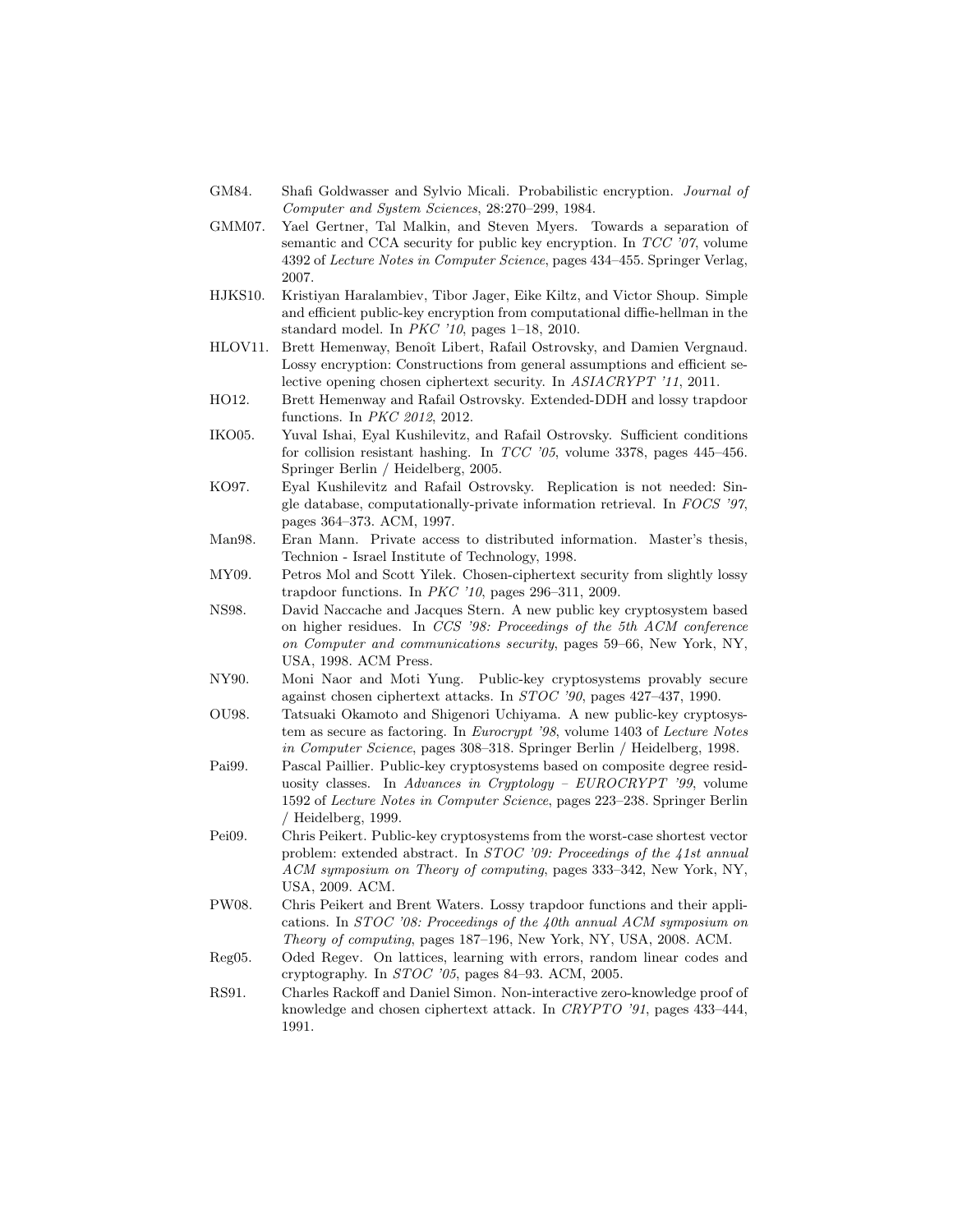GM84. Shafi Goldwasser and Sylvio Micali. Probabilistic encryption. *Journal of Computer and System Sciences*, 28:270–299, 1984.

GMM07. Yael Gertner, Tal Malkin, and Steven Myers. Towards a separation of semantic and CCA security for public key encryption. In *TCC '07*, volume 4392 of *Lecture Notes in Computer Science*, pages 434–455. Springer Verlag, 2007.

HJKS10. Kristiyan Haralambiev, Tibor Jager, Eike Kiltz, and Victor Shoup. Simple and efficient public-key encryption from computational diffie-hellman in the standard model. In *PKC '10*, pages 1–18, 2010.

HLOV11. Brett Hemenway, Benoît Libert, Rafail Ostrovsky, and Damien Vergnaud. Lossy encryption: Constructions from general assumptions and efficient selective opening chosen ciphertext security. In *ASIACRYPT '11*, 2011.

HO12. Brett Hemenway and Rafail Ostrovsky. Extended-DDH and lossy trapdoor functions. In *PKC 2012*, 2012.

IKO05. Yuval Ishai, Eyal Kushilevitz, and Rafail Ostrovsky. Sufficient conditions for collision resistant hashing. In *TCC '05*, volume 3378, pages 445–456. Springer Berlin / Heidelberg, 2005.

KO97. Eyal Kushilevitz and Rafail Ostrovsky. Replication is not needed: Single database, computationally-private information retrieval. In *FOCS '97*, pages 364–373. ACM, 1997.

Man98. Eran Mann. Private access to distributed information. Master's thesis, Technion - Israel Institute of Technology, 1998.

MY09. Petros Mol and Scott Yilek. Chosen-ciphertext security from slightly lossy trapdoor functions. In *PKC '10*, pages 296–311, 2009.

NS98. David Naccache and Jacques Stern. A new public key cryptosystem based on higher residues. In *CCS '98: Proceedings of the 5th ACM conference on Computer and communications security*, pages 59–66, New York, NY, USA, 1998. ACM Press.

NY90. Moni Naor and Moti Yung. Public-key cryptosystems provably secure against chosen ciphertext attacks. In *STOC '90*, pages 427–437, 1990.

OU98. Tatsuaki Okamoto and Shigenori Uchiyama. A new public-key cryptosystem as secure as factoring. In *Eurocrypt '98*, volume 1403 of *Lecture Notes in Computer Science*, pages 308–318. Springer Berlin / Heidelberg, 1998.

Pai99. Pascal Paillier. Public-key cryptosystems based on composite degree residuosity classes. In *Advances in Cryptology – EUROCRYPT '99*, volume 1592 of *Lecture Notes in Computer Science*, pages 223–238. Springer Berlin / Heidelberg, 1999.

Pei09. Chris Peikert. Public-key cryptosystems from the worst-case shortest vector problem: extended abstract. In *STOC '09: Proceedings of the 41st annual ACM symposium on Theory of computing*, pages 333–342, New York, NY, USA, 2009. ACM.

PW08. Chris Peikert and Brent Waters. Lossy trapdoor functions and their applications. In *STOC '08: Proceedings of the 40th annual ACM symposium on Theory of computing*, pages 187–196, New York, NY, USA, 2008. ACM.

Reg05. Oded Regev. On lattices, learning with errors, random linear codes and cryptography. In *STOC '05*, pages 84–93. ACM, 2005.

RS91. Charles Rackoff and Daniel Simon. Non-interactive zero-knowledge proof of knowledge and chosen ciphertext attack. In *CRYPTO '91*, pages 433–444, 1991.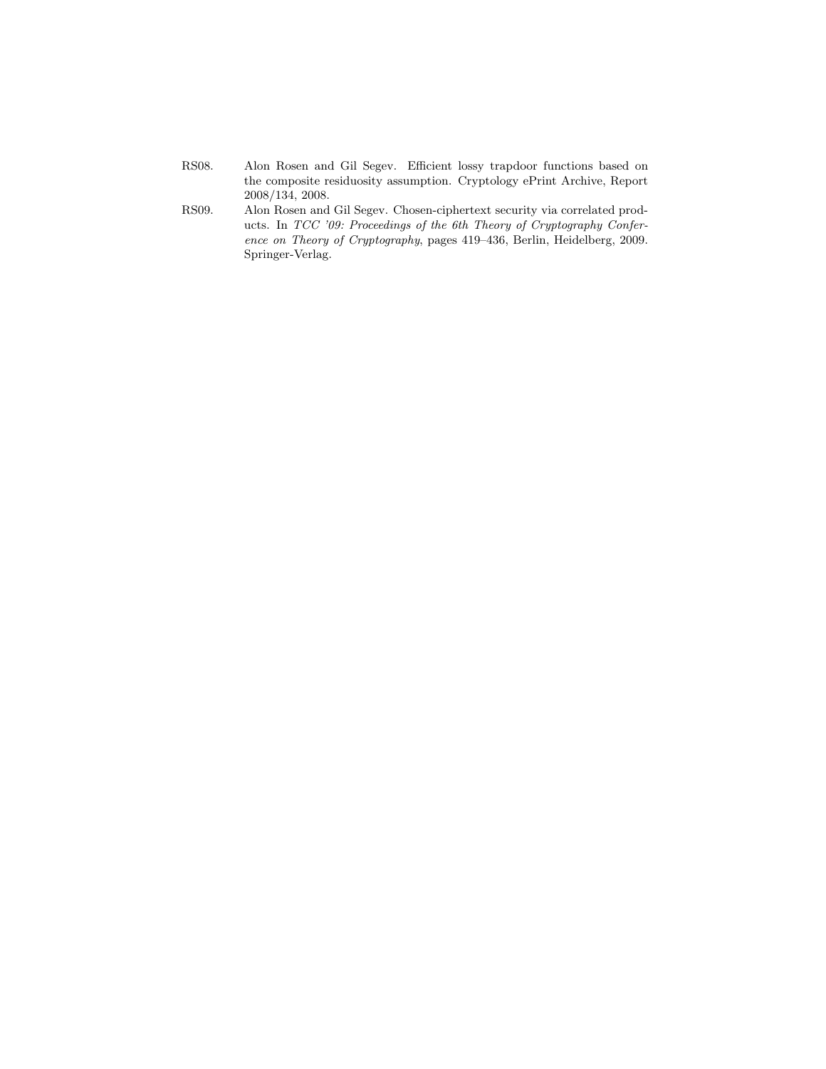RS08. Alon Rosen and Gil Segev. Efficient lossy trapdoor functions based on the composite residuosity assumption. Cryptology ePrint Archive, Report 2008/134, 2008.

RS09. Alon Rosen and Gil Segev. Chosen-ciphertext security via correlated products. In *TCC '09: Proceedings of the 6th Theory of Cryptography Conference on Theory of Cryptography*, pages 419–436, Berlin, Heidelberg, 2009. Springer-Verlag.